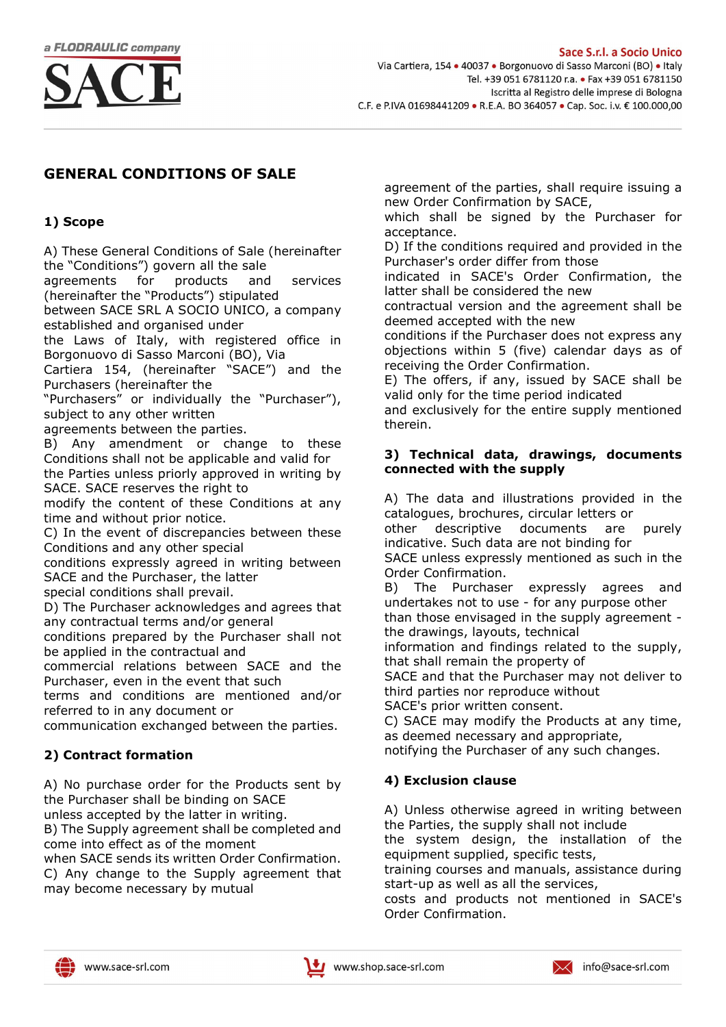a FLODRAULIC company

SACE

**Sace S.r.l. a Socio Unico**
Via Cartiera, 154 • 40037 • Borgonuovo di Sasso Marconi (BO) • Italy
Tel. +39 051 6781120 r.a. • Fax +39 051 6781150
Iscritta al Registro delle imprese di Bologna
C.F. e P.IVA 01698441209 • R.E.A. BO 364057 • Cap. Soc. i.v. € 100.000,00

# GENERAL CONDITIONS OF SALE

## 1) Scope

A) These General Conditions of Sale (hereinafter the "Conditions") govern all the sale agreements for products and services (hereinafter the "Products") stipulated between SACE SRL A SOCIO UNICO, a company established and organised under the Laws of Italy, with registered office in Borgonuovo di Sasso Marconi (BO), Via Cartiera 154, (hereinafter "SACE") and the Purchasers (hereinafter the "Purchasers" or individually the "Purchaser"), subject to any other written agreements between the parties.

B) Any amendment or change to these Conditions shall not be applicable and valid for the Parties unless priorly approved in writing by SACE. SACE reserves the right to modify the content of these Conditions at any time and without prior notice.

C) In the event of discrepancies between these Conditions and any other special conditions expressly agreed in writing between SACE and the Purchaser, the latter special conditions shall prevail.

D) The Purchaser acknowledges and agrees that any contractual terms and/or general conditions prepared by the Purchaser shall not be applied in the contractual and commercial relations between SACE and the Purchaser, even in the event that such terms and conditions are mentioned and/or referred to in any document or communication exchanged between the parties.

## 2) Contract formation

A) No purchase order for the Products sent by the Purchaser shall be binding on SACE unless accepted by the latter in writing.

B) The Supply agreement shall be completed and come into effect as of the moment when SACE sends its written Order Confirmation.

C) Any change to the Supply agreement that may become necessary by mutual agreement of the parties, shall require issuing a new Order Confirmation by SACE, which shall be signed by the Purchaser for acceptance.

D) If the conditions required and provided in the Purchaser's order differ from those indicated in SACE's Order Confirmation, the latter shall be considered the new contractual version and the agreement shall be deemed accepted with the new conditions if the Purchaser does not express any objections within 5 (five) calendar days as of receiving the Order Confirmation.

E) The offers, if any, issued by SACE shall be valid only for the time period indicated and exclusively for the entire supply mentioned therein.

## 3) Technical data, drawings, documents connected with the supply

A) The data and illustrations provided in the catalogues, brochures, circular letters or other descriptive documents are purely indicative. Such data are not binding for SACE unless expressly mentioned as such in the Order Confirmation.

B) The Purchaser expressly agrees and undertakes not to use - for any purpose other than those envisaged in the supply agreement - the drawings, layouts, technical information and findings related to the supply, that shall remain the property of SACE and that the Purchaser may not deliver to third parties nor reproduce without SACE's prior written consent.

C) SACE may modify the Products at any time, as deemed necessary and appropriate, notifying the Purchaser of any such changes.

## 4) Exclusion clause

A) Unless otherwise agreed in writing between the Parties, the supply shall not include the system design, the installation of the equipment supplied, specific tests, training courses and manuals, assistance during start-up as well as all the services, costs and products not mentioned in SACE's Order Confirmation.

www.sace-srl.com | www.shop.sace-srl.com | info@sace-srl.com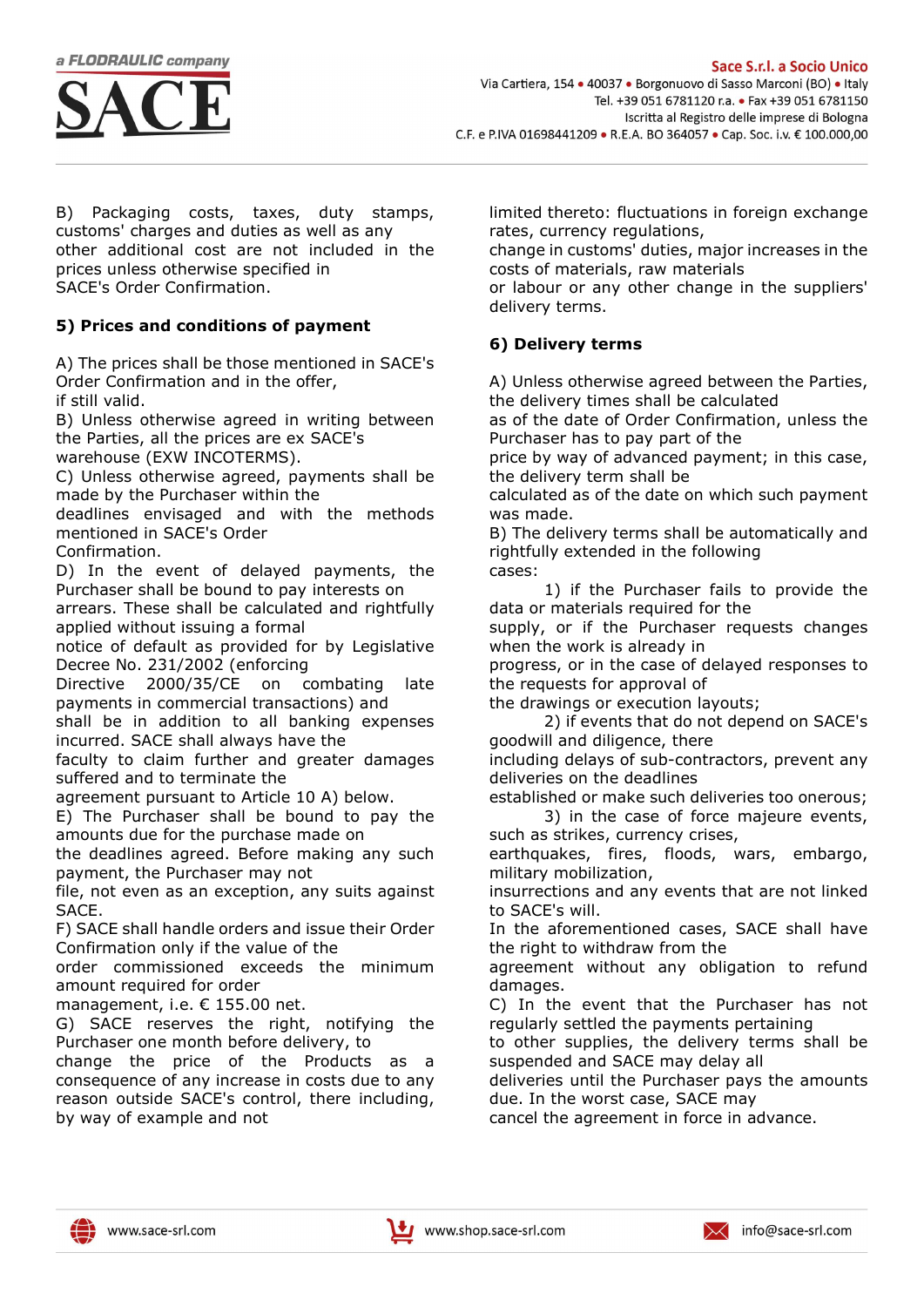B) Packaging costs, taxes, duty stamps, customs' charges and duties as well as any other additional cost are not included in the prices unless otherwise specified in SACE's Order Confirmation.

**5) Prices and conditions of payment**

A) The prices shall be those mentioned in SACE's Order Confirmation and in the offer, if still valid.
B) Unless otherwise agreed in writing between the Parties, all the prices are ex SACE's warehouse (EXW INCOTERMS).
C) Unless otherwise agreed, payments shall be made by the Purchaser within the deadlines envisaged and with the methods mentioned in SACE's Order Confirmation.
D) In the event of delayed payments, the Purchaser shall be bound to pay interests on arrears. These shall be calculated and rightfully applied without issuing a formal notice of default as provided for by Legislative Decree No. 231/2002 (enforcing Directive 2000/35/CE on combating late payments in commercial transactions) and shall be in addition to all banking expenses incurred. SACE shall always have the faculty to claim further and greater damages suffered and to terminate the agreement pursuant to Article 10 A) below.
E) The Purchaser shall be bound to pay the amounts due for the purchase made on the deadlines agreed. Before making any such payment, the Purchaser may not file, not even as an exception, any suits against SACE.
F) SACE shall handle orders and issue their Order Confirmation only if the value of the order commissioned exceeds the minimum amount required for order management, i.e. € 155.00 net.
G) SACE reserves the right, notifying the Purchaser one month before delivery, to change the price of the Products as a consequence of any increase in costs due to any reason outside SACE's control, there including, by way of example and not limited thereto: fluctuations in foreign exchange rates, currency regulations, change in customs' duties, major increases in the costs of materials, raw materials or labour or any other change in the suppliers' delivery terms.

**6) Delivery terms**

A) Unless otherwise agreed between the Parties, the delivery times shall be calculated as of the date of Order Confirmation, unless the Purchaser has to pay part of the price by way of advanced payment; in this case, the delivery term shall be calculated as of the date on which such payment was made.
B) The delivery terms shall be automatically and rightfully extended in the following cases:

1) if the Purchaser fails to provide the data or materials required for the supply, or if the Purchaser requests changes when the work is already in progress, or in the case of delayed responses to the requests for approval of the drawings or execution layouts;
2) if events that do not depend on SACE's goodwill and diligence, there including delays of sub-contractors, prevent any deliveries on the deadlines established or make such deliveries too onerous;
3) in the case of force majeure events, such as strikes, currency crises, earthquakes, fires, floods, wars, embargo, military mobilization, insurrections and any events that are not linked to SACE's will.

In the aforementioned cases, SACE shall have the right to withdraw from the agreement without any obligation to refund damages.
C) In the event that the Purchaser has not regularly settled the payments pertaining to other supplies, the delivery terms shall be suspended and SACE may delay all deliveries until the Purchaser pays the amounts due. In the worst case, SACE may cancel the agreement in force in advance.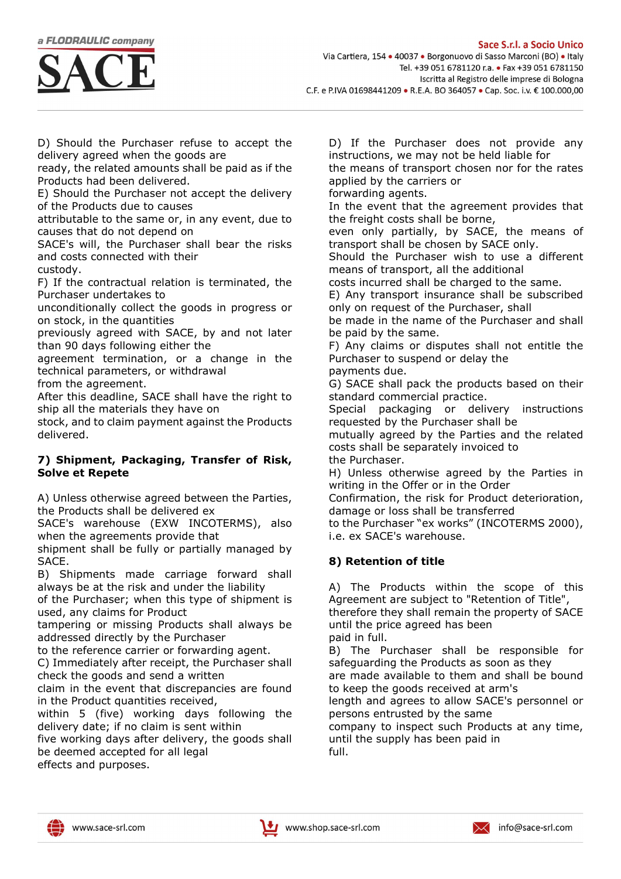D) Should the Purchaser refuse to accept the delivery agreed when the goods are ready, the related amounts shall be paid as if the Products had been delivered.

E) Should the Purchaser not accept the delivery of the Products due to causes attributable to the same or, in any event, due to causes that do not depend on SACE's will, the Purchaser shall bear the risks and costs connected with their custody.

F) If the contractual relation is terminated, the Purchaser undertakes to unconditionally collect the goods in progress or on stock, in the quantities previously agreed with SACE, by and not later than 90 days following either the agreement termination, or a change in the technical parameters, or withdrawal from the agreement.

After this deadline, SACE shall have the right to ship all the materials they have on stock, and to claim payment against the Products delivered.

## 7) Shipment, Packaging, Transfer of Risk, Solve et Repete

A) Unless otherwise agreed between the Parties, the Products shall be delivered ex SACE's warehouse (EXW INCOTERMS), also when the agreements provide that shipment shall be fully or partially managed by SACE.

B) Shipments made carriage forward shall always be at the risk and under the liability of the Purchaser; when this type of shipment is used, any claims for Product tampering or missing Products shall always be addressed directly by the Purchaser to the reference carrier or forwarding agent.

C) Immediately after receipt, the Purchaser shall check the goods and send a written claim in the event that discrepancies are found in the Product quantities received, within 5 (five) working days following the delivery date; if no claim is sent within five working days after delivery, the goods shall be deemed accepted for all legal effects and purposes.

D) If the Purchaser does not provide any instructions, we may not be held liable for the means of transport chosen nor for the rates applied by the carriers or forwarding agents.

In the event that the agreement provides that the freight costs shall be borne, even only partially, by SACE, the means of transport shall be chosen by SACE only.

Should the Purchaser wish to use a different means of transport, all the additional costs incurred shall be charged to the same.

E) Any transport insurance shall be subscribed only on request of the Purchaser, shall be made in the name of the Purchaser and shall be paid by the same.

F) Any claims or disputes shall not entitle the Purchaser to suspend or delay the payments due.

G) SACE shall pack the products based on their standard commercial practice.

Special packaging or delivery instructions requested by the Purchaser shall be mutually agreed by the Parties and the related costs shall be separately invoiced to the Purchaser.

H) Unless otherwise agreed by the Parties in writing in the Offer or in the Order Confirmation, the risk for Product deterioration, damage or loss shall be transferred to the Purchaser "ex works" (INCOTERMS 2000), i.e. ex SACE's warehouse.

## 8) Retention of title

A) The Products within the scope of this Agreement are subject to "Retention of Title", therefore they shall remain the property of SACE until the price agreed has been paid in full.

B) The Purchaser shall be responsible for safeguarding the Products as soon as they are made available to them and shall be bound to keep the goods received at arm's length and agrees to allow SACE's personnel or persons entrusted by the same company to inspect such Products at any time, until the supply has been paid in full.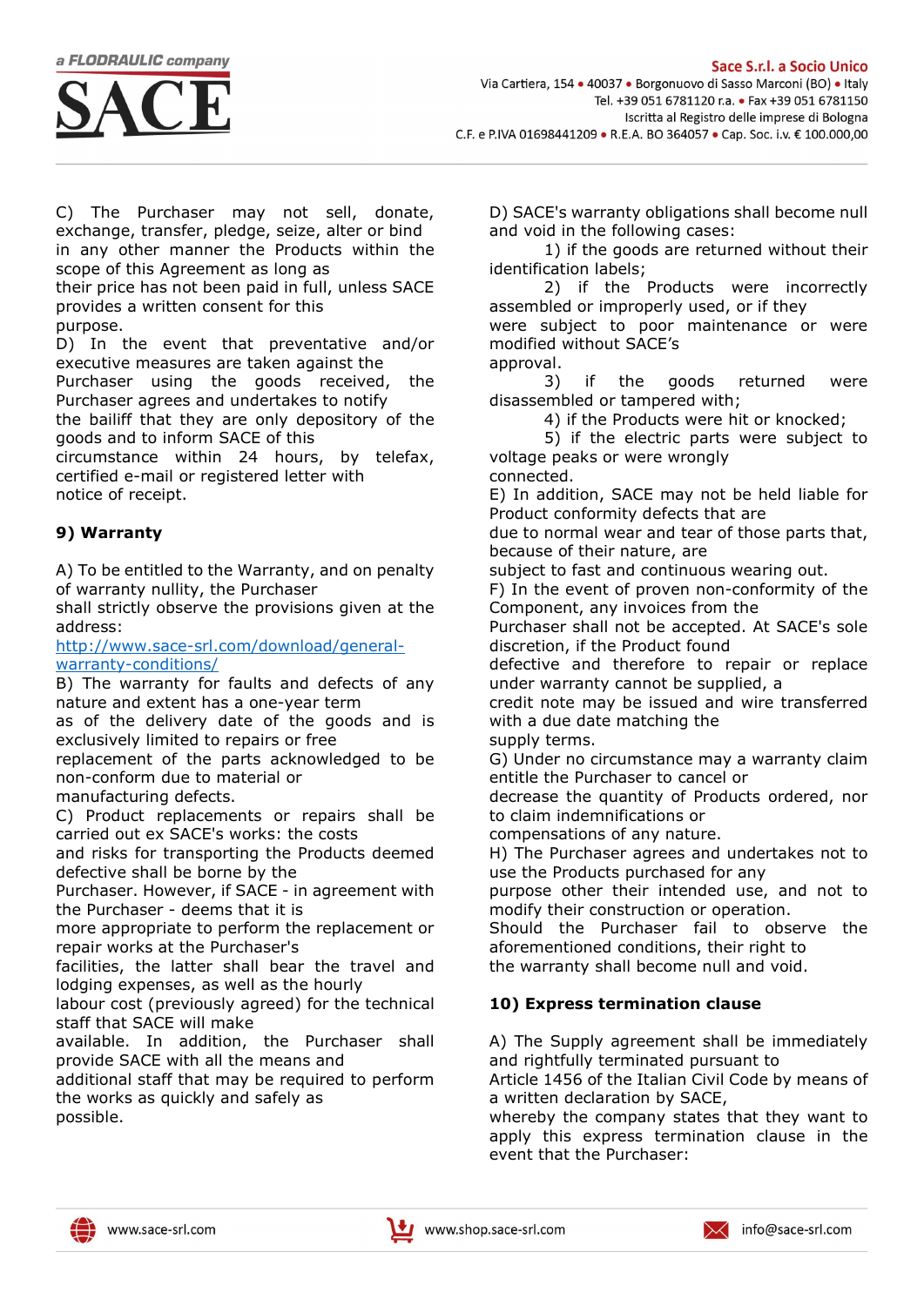C) The Purchaser may not sell, donate, exchange, transfer, pledge, seize, alter or bind in any other manner the Products within the scope of this Agreement as long as their price has not been paid in full, unless SACE provides a written consent for this purpose.

D) In the event that preventative and/or executive measures are taken against the Purchaser using the goods received, the Purchaser agrees and undertakes to notify the bailiff that they are only depository of the goods and to inform SACE of this circumstance within 24 hours, by telefax, certified e-mail or registered letter with notice of receipt.

## 9) Warranty

A) To be entitled to the Warranty, and on penalty of warranty nullity, the Purchaser shall strictly observe the provisions given at the address: [http://www.sace-srl.com/download/general-warranty-conditions/](http://www.sace-srl.com/download/general-warranty-conditions/)

B) The warranty for faults and defects of any nature and extent has a one-year term as of the delivery date of the goods and is exclusively limited to repairs or free replacement of the parts acknowledged to be non-conform due to material or manufacturing defects.

C) Product replacements or repairs shall be carried out ex SACE's works: the costs and risks for transporting the Products deemed defective shall be borne by the Purchaser. However, if SACE - in agreement with the Purchaser - deems that it is more appropriate to perform the replacement or repair works at the Purchaser's facilities, the latter shall bear the travel and lodging expenses, as well as the hourly labour cost (previously agreed) for the technical staff that SACE will make available. In addition, the Purchaser shall provide SACE with all the means and additional staff that may be required to perform the works as quickly and safely as possible.

D) SACE's warranty obligations shall become null and void in the following cases:

1) if the goods are returned without their identification labels;

2) if the Products were incorrectly assembled or improperly used, or if they were subject to poor maintenance or were modified without SACE's approval.

3) if the goods returned were disassembled or tampered with;

4) if the Products were hit or knocked;

5) if the electric parts were subject to voltage peaks or were wrongly connected.

E) In addition, SACE may not be held liable for Product conformity defects that are due to normal wear and tear of those parts that, because of their nature, are subject to fast and continuous wearing out.

F) In the event of proven non-conformity of the Component, any invoices from the Purchaser shall not be accepted. At SACE's sole discretion, if the Product found defective and therefore to repair or replace under warranty cannot be supplied, a credit note may be issued and wire transferred with a due date matching the supply terms.

G) Under no circumstance may a warranty claim entitle the Purchaser to cancel or decrease the quantity of Products ordered, nor to claim indemnifications or compensations of any nature.

H) The Purchaser agrees and undertakes not to use the Products purchased for any purpose other their intended use, and not to modify their construction or operation. Should the Purchaser fail to observe the aforementioned conditions, their right to the warranty shall become null and void.

## 10) Express termination clause

A) The Supply agreement shall be immediately and rightfully terminated pursuant to Article 1456 of the Italian Civil Code by means of a written declaration by SACE, whereby the company states that they want to apply this express termination clause in the event that the Purchaser: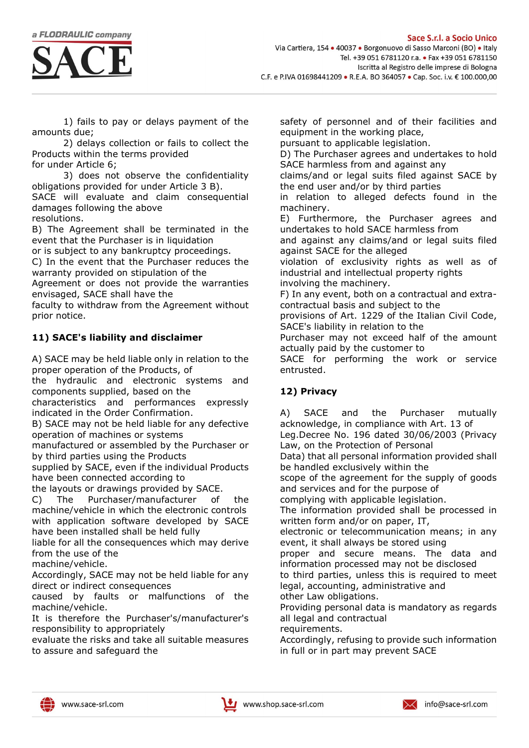1) fails to pay or delays payment of the amounts due;

2) delays collection or fails to collect the Products within the terms provided for under Article 6;

3) does not observe the confidentiality obligations provided for under Article 3 B).

SACE will evaluate and claim consequential damages following the above resolutions.

B) The Agreement shall be terminated in the event that the Purchaser is in liquidation or is subject to any bankruptcy proceedings.

C) In the event that the Purchaser reduces the warranty provided on stipulation of the Agreement or does not provide the warranties envisaged, SACE shall have the faculty to withdraw from the Agreement without prior notice.

## 11) SACE's liability and disclaimer

A) SACE may be held liable only in relation to the proper operation of the Products, of the hydraulic and electronic systems and components supplied, based on the characteristics and performances expressly indicated in the Order Confirmation.

B) SACE may not be held liable for any defective operation of machines or systems manufactured or assembled by the Purchaser or by third parties using the Products supplied by SACE, even if the individual Products have been connected according to the layouts or drawings provided by SACE.

C) The Purchaser/manufacturer of the machine/vehicle in which the electronic controls with application software developed by SACE have been installed shall be held fully liable for all the consequences which may derive from the use of the machine/vehicle.

Accordingly, SACE may not be held liable for any direct or indirect consequences caused by faults or malfunctions of the machine/vehicle.

It is therefore the Purchaser's/manufacturer's responsibility to appropriately evaluate the risks and take all suitable measures to assure and safeguard the safety of personnel and of their facilities and equipment in the working place, pursuant to applicable legislation.

D) The Purchaser agrees and undertakes to hold SACE harmless from and against any claims/and or legal suits filed against SACE by the end user and/or by third parties in relation to alleged defects found in the machinery.

E) Furthermore, the Purchaser agrees and undertakes to hold SACE harmless from and against any claims/and or legal suits filed against SACE for the alleged violation of exclusivity rights as well as of industrial and intellectual property rights involving the machinery.

F) In any event, both on a contractual and extra-contractual basis and subject to the provisions of Art. 1229 of the Italian Civil Code, SACE's liability in relation to the Purchaser may not exceed half of the amount actually paid by the customer to SACE for performing the work or service entrusted.

## 12) Privacy

A) SACE and the Purchaser mutually acknowledge, in compliance with Art. 13 of Leg.Decree No. 196 dated 30/06/2003 (Privacy Law, on the Protection of Personal Data) that all personal information provided shall be handled exclusively within the scope of the agreement for the supply of goods and services and for the purpose of complying with applicable legislation.

The information provided shall be processed in written form and/or on paper, IT, electronic or telecommunication means; in any event, it shall always be stored using proper and secure means. The data and information processed may not be disclosed to third parties, unless this is required to meet legal, accounting, administrative and other Law obligations.

Providing personal data is mandatory as regards all legal and contractual requirements.

Accordingly, refusing to provide such information in full or in part may prevent SACE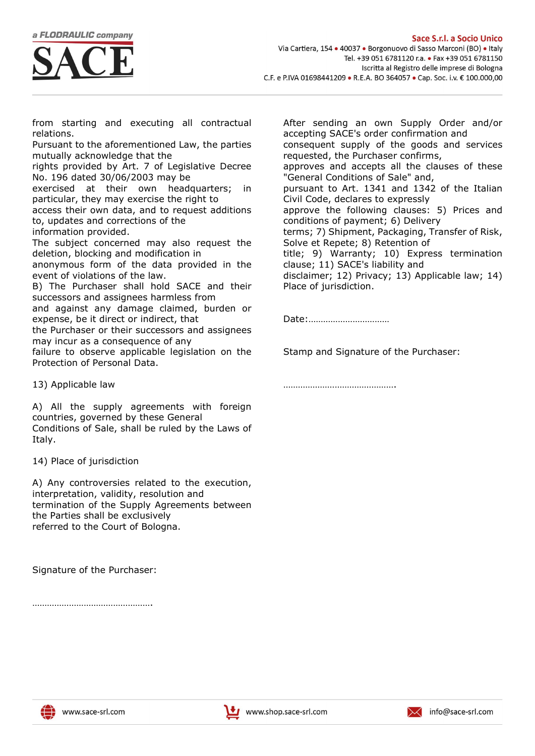from starting and executing all contractual relations.
Pursuant to the aforementioned Law, the parties mutually acknowledge that the rights provided by Art. 7 of Legislative Decree No. 196 dated 30/06/2003 may be exercised at their own headquarters; in particular, they may exercise the right to access their own data, and to request additions to, updates and corrections of the information provided.
The subject concerned may also request the deletion, blocking and modification in anonymous form of the data provided in the event of violations of the law.
B) The Purchaser shall hold SACE and their successors and assignees harmless from and against any damage claimed, burden or expense, be it direct or indirect, that the Purchaser or their successors and assignees may incur as a consequence of any failure to observe applicable legislation on the Protection of Personal Data.

## 13) Applicable law

A) All the supply agreements with foreign countries, governed by these General Conditions of Sale, shall be ruled by the Laws of Italy.

## 14) Place of jurisdiction

A) Any controversies related to the execution, interpretation, validity, resolution and termination of the Supply Agreements between the Parties shall be exclusively referred to the Court of Bologna.

Signature of the Purchaser:

…………………………………………

After sending an own Supply Order and/or accepting SACE's order confirmation and consequent supply of the goods and services requested, the Purchaser confirms, approves and accepts all the clauses of these "General Conditions of Sale" and, pursuant to Art. 1341 and 1342 of the Italian Civil Code, declares to expressly approve the following clauses: 5) Prices and conditions of payment; 6) Delivery terms; 7) Shipment, Packaging, Transfer of Risk, Solve et Repete; 8) Retention of title; 9) Warranty; 10) Express termination clause; 11) SACE's liability and disclaimer; 12) Privacy; 13) Applicable law; 14) Place of jurisdiction.

Date:……………………………

Stamp and Signature of the Purchaser:

……………………………………….